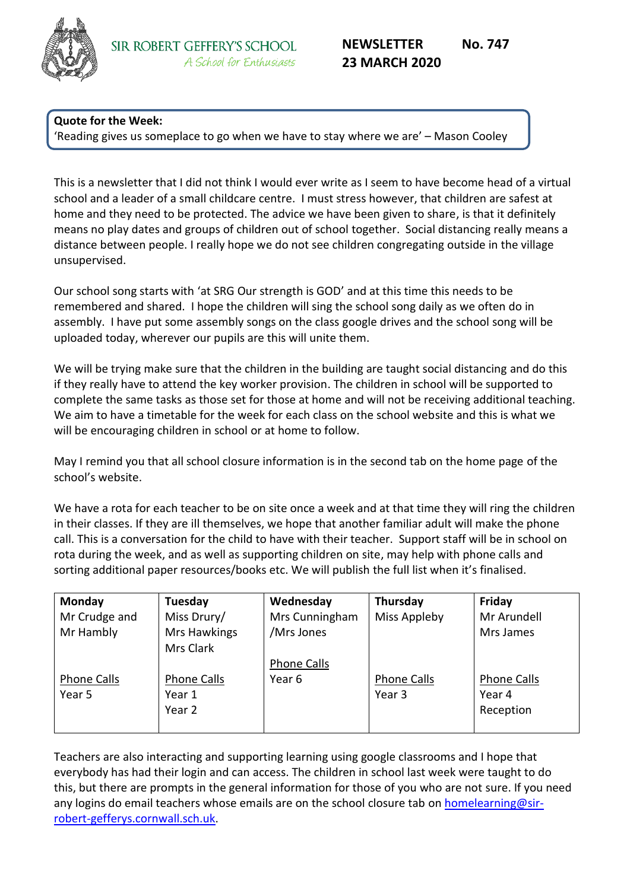SIR ROBERT GEFFERY'S SCHOOL
*A School for Enthusiasts*

**NEWSLETTER No. 747**
**23 MARCH 2020**

**Quote for the Week:**
'Reading gives us someplace to go when we have to stay where we are' – Mason Cooley

This is a newsletter that I did not think I would ever write as I seem to have become head of a virtual school and a leader of a small childcare centre. I must stress however, that children are safest at home and they need to be protected. The advice we have been given to share, is that it definitely means no play dates and groups of children out of school together. Social distancing really means a distance between people. I really hope we do not see children congregating outside in the village unsupervised.

Our school song starts with 'at SRG Our strength is GOD' and at this time this needs to be remembered and shared. I hope the children will sing the school song daily as we often do in assembly. I have put some assembly songs on the class google drives and the school song will be uploaded today, wherever our pupils are this will unite them.

We will be trying make sure that the children in the building are taught social distancing and do this if they really have to attend the key worker provision. The children in school will be supported to complete the same tasks as those set for those at home and will not be receiving additional teaching. We aim to have a timetable for the week for each class on the school website and this is what we will be encouraging children in school or at home to follow.

May I remind you that all school closure information is in the second tab on the home page of the school's website.

We have a rota for each teacher to be on site once a week and at that time they will ring the children in their classes. If they are ill themselves, we hope that another familiar adult will make the phone call. This is a conversation for the child to have with their teacher. Support staff will be in school on rota during the week, and as well as supporting children on site, may help with phone calls and sorting additional paper resources/books etc. We will publish the full list when it's finalised.

| Monday | Tuesday | Wednesday | Thursday | Friday |
|---|---|---|---|---|
| Mr Crudge and Mr Hambly | Miss Drury/ Mrs Hawkings Mrs Clark | Mrs Cunningham /Mrs Jones | Miss Appleby | Mr Arundell Mrs James |
| Phone Calls Year 5 | Phone Calls Year 1 Year 2 | Phone Calls Year 6 | Phone Calls Year 3 | Phone Calls Year 4 Reception |

Teachers are also interacting and supporting learning using google classrooms and I hope that everybody has had their login and can access. The children in school last week were taught to do this, but there are prompts in the general information for those of you who are not sure. If you need any logins do email teachers whose emails are on the school closure tab on homelearning@sir-robert-gefferys.cornwall.sch.uk.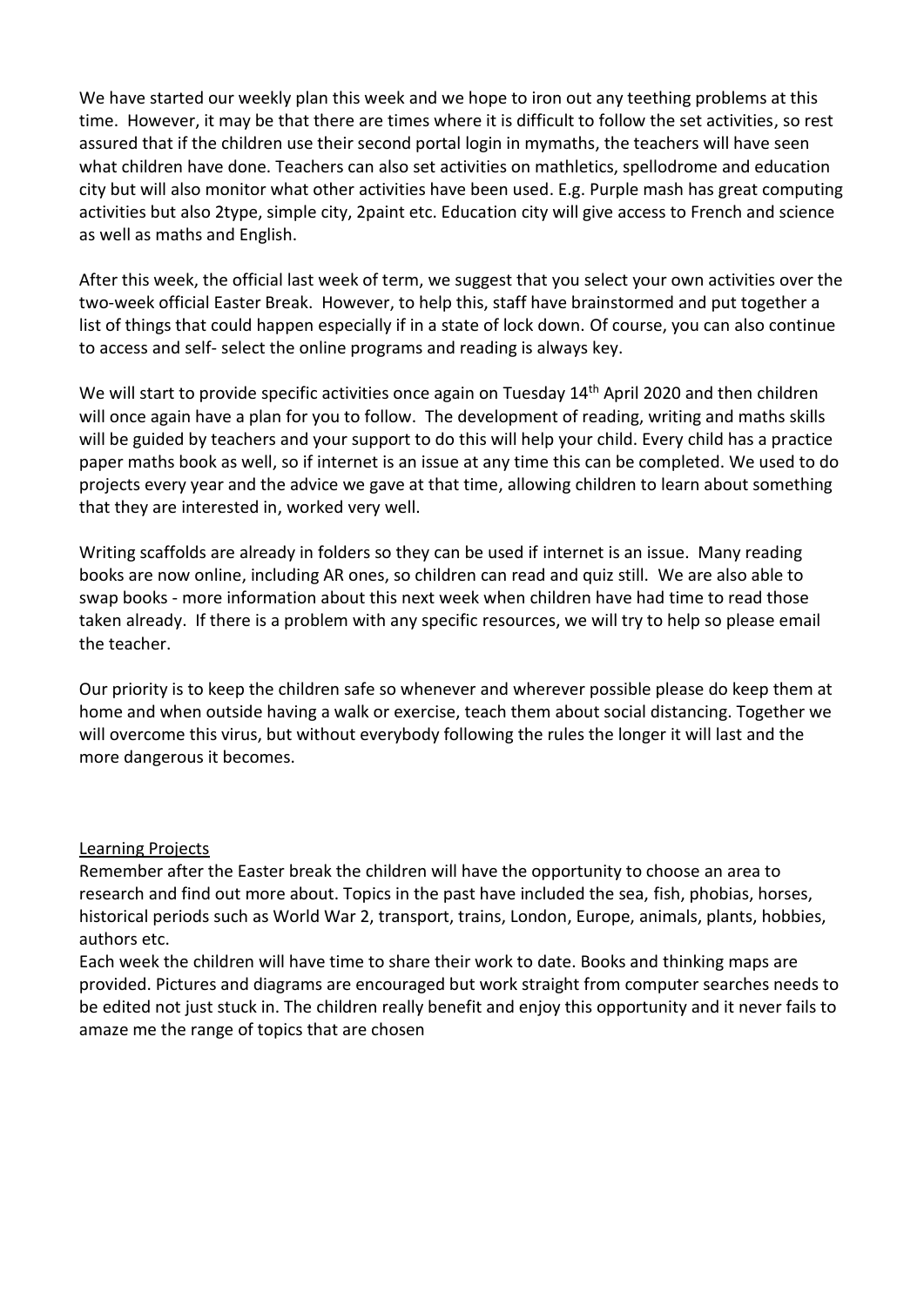We have started our weekly plan this week and we hope to iron out any teething problems at this time. However, it may be that there are times where it is difficult to follow the set activities, so rest assured that if the children use their second portal login in mymaths, the teachers will have seen what children have done. Teachers can also set activities on mathletics, spellodrome and education city but will also monitor what other activities have been used. E.g. Purple mash has great computing activities but also 2type, simple city, 2paint etc. Education city will give access to French and science as well as maths and English.

After this week, the official last week of term, we suggest that you select your own activities over the two-week official Easter Break. However, to help this, staff have brainstormed and put together a list of things that could happen especially if in a state of lock down. Of course, you can also continue to access and self- select the online programs and reading is always key.

We will start to provide specific activities once again on Tuesday 14th April 2020 and then children will once again have a plan for you to follow. The development of reading, writing and maths skills will be guided by teachers and your support to do this will help your child. Every child has a practice paper maths book as well, so if internet is an issue at any time this can be completed. We used to do projects every year and the advice we gave at that time, allowing children to learn about something that they are interested in, worked very well.

Writing scaffolds are already in folders so they can be used if internet is an issue. Many reading books are now online, including AR ones, so children can read and quiz still. We are also able to swap books - more information about this next week when children have had time to read those taken already. If there is a problem with any specific resources, we will try to help so please email the teacher.

Our priority is to keep the children safe so whenever and wherever possible please do keep them at home and when outside having a walk or exercise, teach them about social distancing. Together we will overcome this virus, but without everybody following the rules the longer it will last and the more dangerous it becomes.

## Learning Projects

Remember after the Easter break the children will have the opportunity to choose an area to research and find out more about. Topics in the past have included the sea, fish, phobias, horses, historical periods such as World War 2, transport, trains, London, Europe, animals, plants, hobbies, authors etc.

Each week the children will have time to share their work to date. Books and thinking maps are provided. Pictures and diagrams are encouraged but work straight from computer searches needs to be edited not just stuck in. The children really benefit and enjoy this opportunity and it never fails to amaze me the range of topics that are chosen